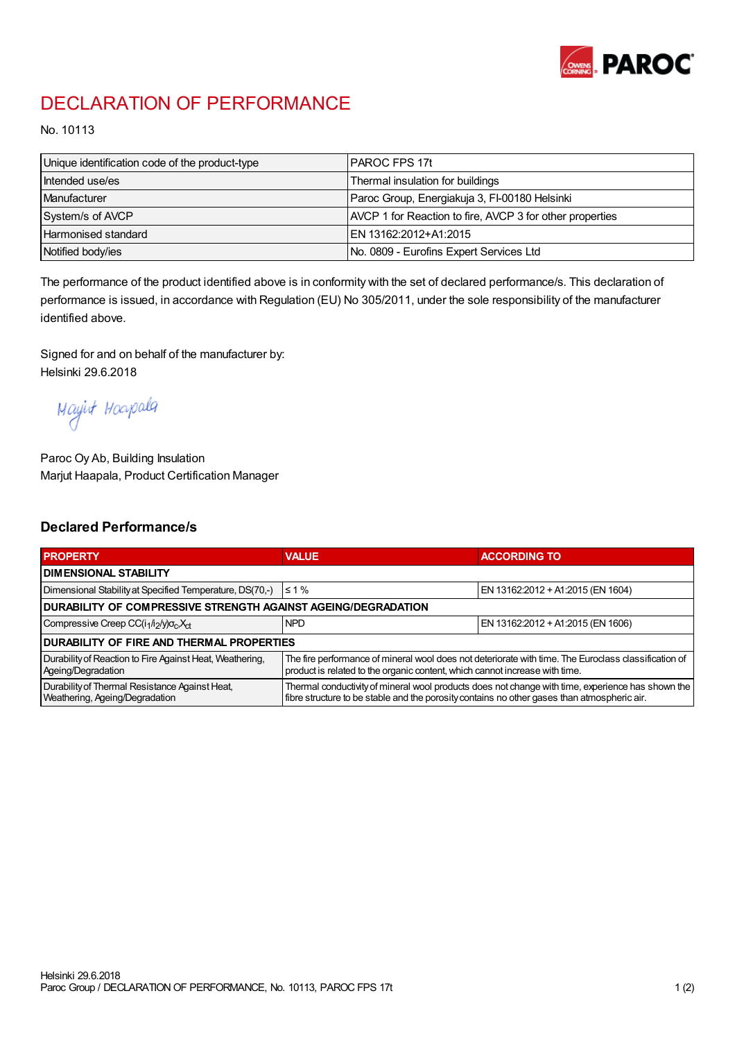# DECLARATION OF PERFORMANCE

No. 10113

| Unique identification code of the product-type | PAROC FPS 17t |
|---|---|
| Intended use/es | Thermal insulation for buildings |
| Manufacturer | Paroc Group, Energiakuja 3, FI-00180 Helsinki |
| System/s of AVCP | AVCP 1 for Reaction to fire, AVCP 3 for other properties |
| Harmonised standard | EN 13162:2012+A1:2015 |
| Notified body/ies | No. 0809 - Eurofins Expert Services Ltd |

The performance of the product identified above is in conformity with the set of declared performance/s. This declaration of performance is issued, in accordance with Regulation (EU) No 305/2011, under the sole responsibility of the manufacturer identified above.

Signed for and on behalf of the manufacturer by:
Helsinki 29.6.2018

Marjut Haapala

Paroc Oy Ab, Building Insulation
Marjut Haapala, Product Certification Manager

## Declared Performance/s

| PROPERTY | VALUE | ACCORDING TO |
|---|---|---|
| **DIMENSIONAL STABILITY** | | |
| Dimensional Stability at Specified Temperature, DS(70,-) | ≤ 1 % | EN 13162:2012 + A1:2015 (EN 1604) |
| **DURABILITY OF COMPRESSIVE STRENGTH AGAINST AGEING/DEGRADATION** | | |
| Compressive Creep $CC(i_1/i_2/y)\sigma_c X_{ct}$ | NPD | EN 13162:2012 + A1:2015 (EN 1606) |
| **DURABILITY OF FIRE AND THERMAL PROPERTIES** | | |
| Durability of Reaction to Fire Against Heat, Weathering, Ageing/Degradation | The fire performance of mineral wool does not deteriorate with time. The Euroclass classification of product is related to the organic content, which cannot increase with time. | |
| Durability of Thermal Resistance Against Heat, Weathering, Ageing/Degradation | Thermal conductivity of mineral wool products does not change with time, experience has shown the fibre structure to be stable and the porosity contains no other gases than atmospheric air. | |

Helsinki 29.6.2018
Paroc Group / DECLARATION OF PERFORMANCE, No. 10113, PAROC FPS 17t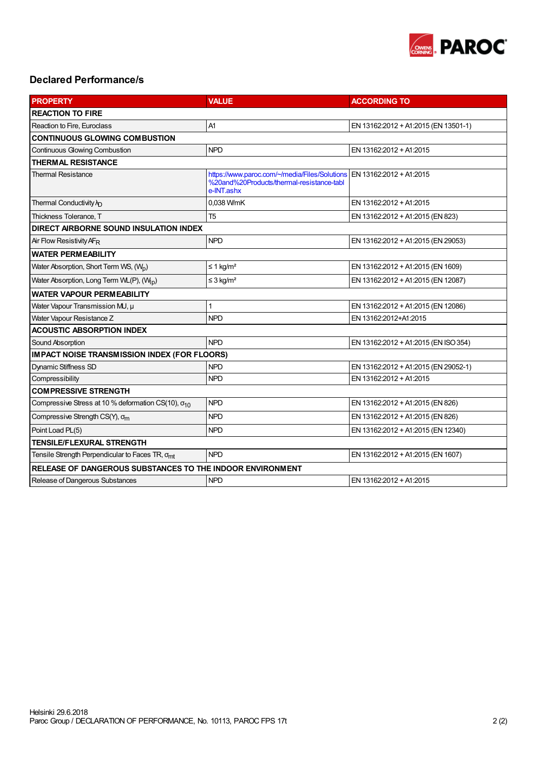## Declared Performance/s

| PROPERTY | VALUE | ACCORDING TO |
|---|---|---|
| **REACTION TO FIRE** | | |
| Reaction to Fire, Euroclass | A1 | EN 13162:2012 + A1:2015 (EN 13501-1) |
| **CONTINUOUS GLOWING COMBUSTION** | | |
| Continuous Glowing Combustion | NPD | EN 13162:2012 + A1:2015 |
| **THERMAL RESISTANCE** | | |
| Thermal Resistance | https://www.paroc.com/~/media/Files/Solutions%20and%20Products/thermal-resistance-table-INT.ashx | EN 13162:2012 + A1:2015 |
| Thermal Conductivity $\lambda_D$ | 0,038 W/mK | EN 13162:2012 + A1:2015 |
| Thickness Tolerance, T | T5 | EN 13162:2012 + A1:2015 (EN 823) |
| **DIRECT AIRBORNE SOUND INSULATION INDEX** | | |
| Air Flow Resistivity $AF_R$ | NPD | EN 13162:2012 + A1:2015 (EN 29053) |
| **WATER PERMEABILITY** | | |
| Water Absorption, Short Term WS, ($W_p$) | ≤ 1 kg/m² | EN 13162:2012 + A1:2015 (EN 1609) |
| Water Absorption, Long Term WL(P), ($W_{lp}$) | ≤ 3 kg/m² | EN 13162:2012 + A1:2015 (EN 12087) |
| **WATER VAPOUR PERMEABILITY** | | |
| Water Vapour Transmission MU, μ | 1 | EN 13162:2012 + A1:2015 (EN 12086) |
| Water Vapour Resistance Z | NPD | EN 13162:2012+A1:2015 |
| **ACOUSTIC ABSORPTION INDEX** | | |
| Sound Absorption | NPD | EN 13162:2012 + A1:2015 (EN ISO 354) |
| **IMPACT NOISE TRANSMISSION INDEX (FOR FLOORS)** | | |
| Dynamic Stiffness SD | NPD | EN 13162:2012 + A1:2015 (EN 29052-1) |
| Compressibility | NPD | EN 13162:2012 + A1:2015 |
| **COMPRESSIVE STRENGTH** | | |
| Compressive Stress at 10 % deformation CS(10), $\sigma_{10}$ | NPD | EN 13162:2012 + A1:2015 (EN 826) |
| Compressive Strength CS(Y), $\sigma_m$ | NPD | EN 13162:2012 + A1:2015 (EN 826) |
| Point Load PL(5) | NPD | EN 13162:2012 + A1:2015 (EN 12340) |
| **TENSILE/FLEXURAL STRENGTH** | | |
| Tensile Strength Perpendicular to Faces TR, $\sigma_{mt}$ | NPD | EN 13162:2012 + A1:2015 (EN 1607) |
| **RELEASE OF DANGEROUS SUBSTANCES TO THE INDOOR ENVIRONMENT** | | |
| Release of Dangerous Substances | NPD | EN 13162:2012 + A1:2015 |

Helsinki 29.6.2018
Paroc Group / DECLARATION OF PERFORMANCE, No. 10113, PAROC FPS 17t